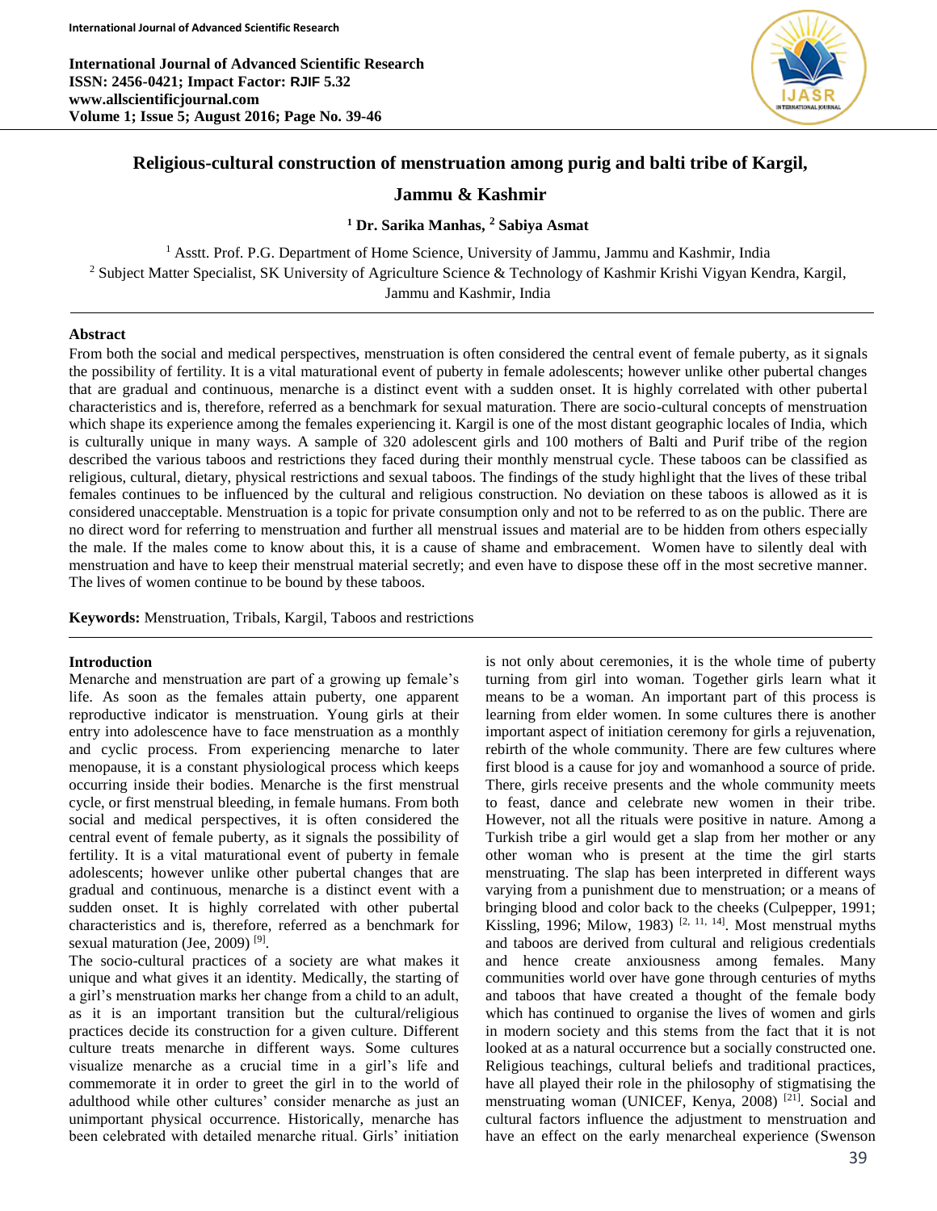# Religious-cultural construction of menstruation among purig and balti tribe of Kargil, Jammu & Kashmir

**[1] Dr. Sarika Manhas, [2] Sabiya Asmat**

[1] Asstt. Prof. P.G. Department of Home Science, University of Jammu, Jammu and Kashmir, India
[2] Subject Matter Specialist, SK University of Agriculture Science & Technology of Kashmir Krishi Vigyan Kendra, Kargil, Jammu and Kashmir, India

## Abstract

From both the social and medical perspectives, menstruation is often considered the central event of female puberty, as it signals the possibility of fertility. It is a vital maturational event of puberty in female adolescents; however unlike other pubertal changes that are gradual and continuous, menarche is a distinct event with a sudden onset. It is highly correlated with other pubertal characteristics and is, therefore, referred as a benchmark for sexual maturation. There are socio-cultural concepts of menstruation which shape its experience among the females experiencing it. Kargil is one of the most distant geographic locales of India, which is culturally unique in many ways. A sample of 320 adolescent girls and 100 mothers of Balti and Purif tribe of the region described the various taboos and restrictions they faced during their monthly menstrual cycle. These taboos can be classified as religious, cultural, dietary, physical restrictions and sexual taboos. The findings of the study highlight that the lives of these tribal females continues to be influenced by the cultural and religious construction. No deviation on these taboos is allowed as it is considered unacceptable. Menstruation is a topic for private consumption only and not to be referred to as on the public. There are no direct word for referring to menstruation and further all menstrual issues and material are to be hidden from others especially the male. If the males come to know about this, it is a cause of shame and embracement. Women have to silently deal with menstruation and have to keep their menstrual material secretly; and even have to dispose these off in the most secretive manner. The lives of women continue to be bound by these taboos.

**Keywords:** Menstruation, Tribals, Kargil, Taboos and restrictions

## Introduction

Menarche and menstruation are part of a growing up female's life. As soon as the females attain puberty, one apparent reproductive indicator is menstruation. Young girls at their entry into adolescence have to face menstruation as a monthly and cyclic process. From experiencing menarche to later menopause, it is a constant physiological process which keeps occurring inside their bodies. Menarche is the first menstrual cycle, or first menstrual bleeding, in female humans. From both social and medical perspectives, it is often considered the central event of female puberty, as it signals the possibility of fertility. It is a vital maturational event of puberty in female adolescents; however unlike other pubertal changes that are gradual and continuous, menarche is a distinct event with a sudden onset. It is highly correlated with other pubertal characteristics and is, therefore, referred as a benchmark for sexual maturation (Jee, 2009) [9].

The socio-cultural practices of a society are what makes it unique and what gives it an identity. Medically, the starting of a girl's menstruation marks her change from a child to an adult, as it is an important transition but the cultural/religious practices decide its construction for a given culture. Different culture treats menarche in different ways. Some cultures visualize menarche as a crucial time in a girl's life and commemorate it in order to greet the girl in to the world of adulthood while other cultures' consider menarche as just an unimportant physical occurrence. Historically, menarche has been celebrated with detailed menarche ritual. Girls' initiation is not only about ceremonies, it is the whole time of puberty turning from girl into woman. Together girls learn what it means to be a woman. An important part of this process is learning from elder women. In some cultures there is another important aspect of initiation ceremony for girls a rejuvenation, rebirth of the whole community. There are few cultures where first blood is a cause for joy and womanhood a source of pride. There, girls receive presents and the whole community meets to feast, dance and celebrate new women in their tribe. However, not all the rituals were positive in nature. Among a Turkish tribe a girl would get a slap from her mother or any other woman who is present at the time the girl starts menstruating. The slap has been interpreted in different ways varying from a punishment due to menstruation; or a means of bringing blood and color back to the cheeks (Culpepper, 1991; Kissling, 1996; Milow, 1983) [2, 11, 14]. Most menstrual myths and taboos are derived from cultural and religious credentials and hence create anxiousness among females. Many communities world over have gone through centuries of myths and taboos that have created a thought of the female body which has continued to organise the lives of women and girls in modern society and this stems from the fact that it is not looked at as a natural occurrence but a socially constructed one. Religious teachings, cultural beliefs and traditional practices, have all played their role in the philosophy of stigmatising the menstruating woman (UNICEF, Kenya, 2008) [21]. Social and cultural factors influence the adjustment to menstruation and have an effect on the early menarcheal experience (Swenson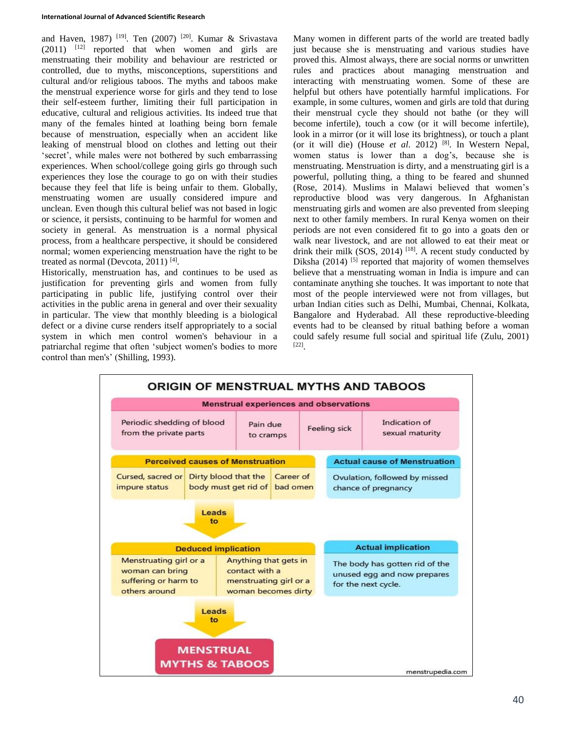and Haven, 1987) [19]. Ten (2007) [20]. Kumar & Srivastava (2011) [12] reported that when women and girls are menstruating their mobility and behaviour are restricted or controlled, due to myths, misconceptions, superstitions and cultural and/or religious taboos. The myths and taboos make the menstrual experience worse for girls and they tend to lose their self-esteem further, limiting their full participation in educative, cultural and religious activities. Its indeed true that many of the females hinted at loathing being born female because of menstruation, especially when an accident like leaking of menstrual blood on clothes and letting out their 'secret', while males were not bothered by such embarrassing experiences. When school/college going girls go through such experiences they lose the courage to go on with their studies because they feel that life is being unfair to them. Globally, menstruating women are usually considered impure and unclean. Even though this cultural belief was not based in logic or science, it persists, continuing to be harmful for women and society in general. As menstruation is a normal physical process, from a healthcare perspective, it should be considered normal; women experiencing menstruation have the right to be treated as normal (Devcota, 2011) [4].

Historically, menstruation has, and continues to be used as justification for preventing girls and women from fully participating in public life, justifying control over their activities in the public arena in general and over their sexuality in particular. The view that monthly bleeding is a biological defect or a divine curse renders itself appropriately to a social system in which men control women's behaviour in a patriarchal regime that often 'subject women's bodies to more control than men's' (Shilling, 1993).

Many women in different parts of the world are treated badly just because she is menstruating and various studies have proved this. Almost always, there are social norms or unwritten rules and practices about managing menstruation and interacting with menstruating women. Some of these are helpful but others have potentially harmful implications. For example, in some cultures, women and girls are told that during their menstrual cycle they should not bathe (or they will become infertile), touch a cow (or it will become infertile), look in a mirror (or it will lose its brightness), or touch a plant (or it will die) (House *et al*. 2012) [8]. In Western Nepal, women status is lower than a dog's, because she is menstruating. Menstruation is dirty, and a menstruating girl is a powerful, polluting thing, a thing to be feared and shunned (Rose, 2014). Muslims in Malawi believed that women's reproductive blood was very dangerous. In Afghanistan menstruating girls and women are also prevented from sleeping next to other family members. In rural Kenya women on their periods are not even considered fit to go into a goats den or walk near livestock, and are not allowed to eat their meat or drink their milk (SOS, 2014) [18]. A recent study conducted by Diksha (2014) [5] reported that majority of women themselves believe that a menstruating woman in India is impure and can contaminate anything she touches. It was important to note that most of the people interviewed were not from villages, but urban Indian cities such as Delhi, Mumbai, Chennai, Kolkata, Bangalore and Hyderabad. All these reproductive-bleeding events had to be cleansed by ritual bathing before a woman could safely resume full social and spiritual life (Zulu, 2001) [22].

**ORIGIN OF MENSTRUAL MYTHS AND TABOOS**

**Menstrual experiences and observations**

| Periodic shedding of blood from the private parts | Pain due to cramps | Feeling sick | Indication of sexual maturity |
|---|---|---|---|

**Perceived causes of Menstruation**

| Cursed, sacred or impure status | Dirty blood that the body must get rid of | Career of bad omen |
|---|---|---|

**Actual cause of Menstruation**

Ovulation, followed by missed chance of pregnancy

Leads to

**Deduced implication**

| Menstruating girl or a woman can bring suffering or harm to others around | Anything that gets in contact with a menstruating girl or a woman becomes dirty |
|---|---|

**Actual implication**

The body has gotten rid of the unused egg and now prepares for the next cycle.

Leads to

**MENSTRUAL MYTHS & TABOOS**

menstrupedia.com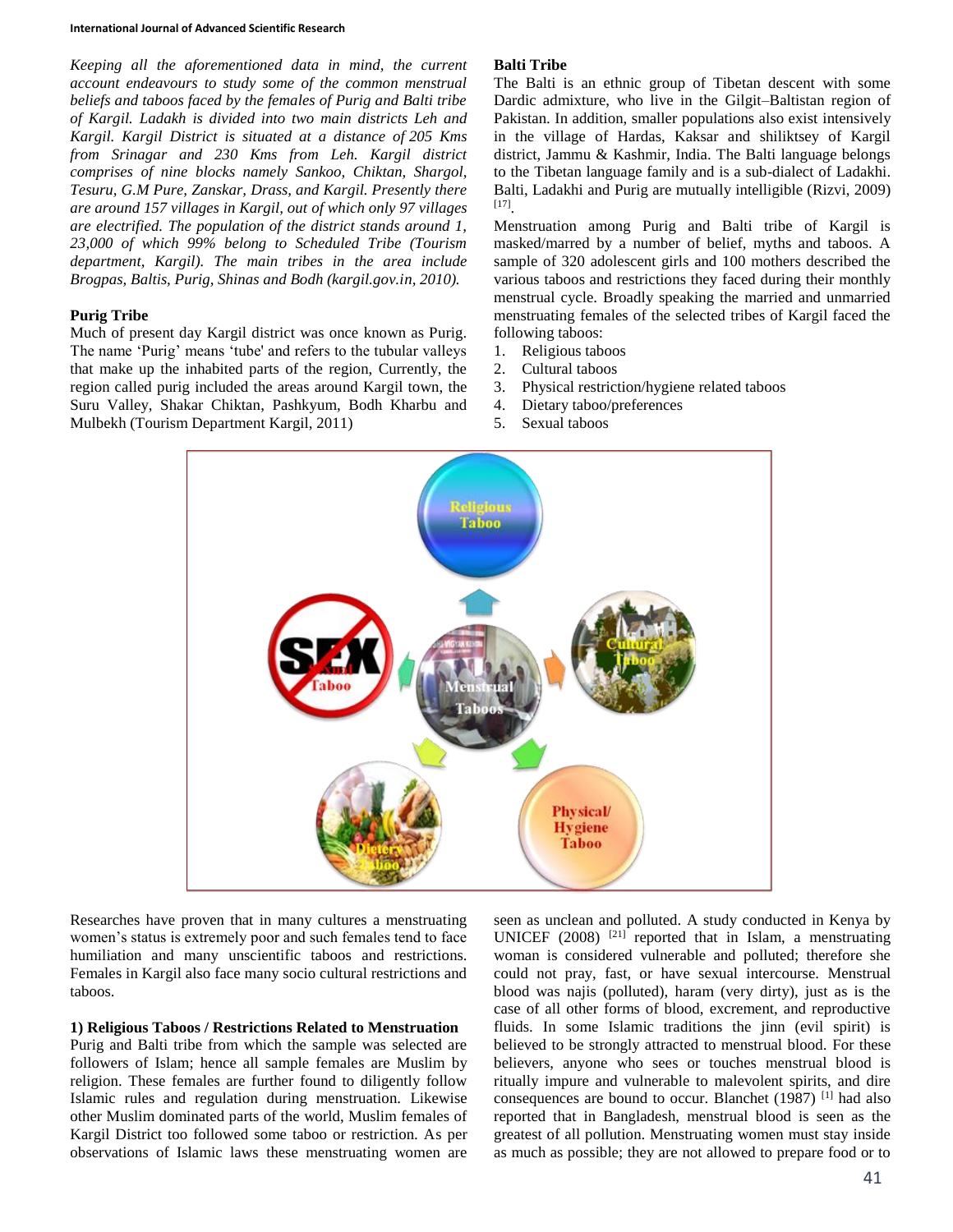*Keeping all the aforementioned data in mind, the current account endeavours to study some of the common menstrual beliefs and taboos faced by the females of Purig and Balti tribe of Kargil. Ladakh is divided into two main districts Leh and Kargil. Kargil District is situated at a distance of 205 Kms from Srinagar and 230 Kms from Leh. Kargil district comprises of nine blocks namely Sankoo, Chiktan, Shargol, Tesuru, G.M Pure, Zanskar, Drass, and Kargil. Presently there are around 157 villages in Kargil, out of which only 97 villages are electrified. The population of the district stands around 1, 23,000 of which 99% belong to Scheduled Tribe (Tourism department, Kargil). The main tribes in the area include Brogpas, Baltis, Purig, Shinas and Bodh (kargil.gov.in, 2010).*

**Purig Tribe**

Much of present day Kargil district was once known as Purig. The name 'Purig' means 'tube' and refers to the tubular valleys that make up the inhabited parts of the region, Currently, the region called purig included the areas around Kargil town, the Suru Valley, Shakar Chiktan, Pashkyum, Bodh Kharbu and Mulbekh (Tourism Department Kargil, 2011)

**Balti Tribe**

The Balti is an ethnic group of Tibetan descent with some Dardic admixture, who live in the Gilgit–Baltistan region of Pakistan. In addition, smaller populations also exist intensively in the village of Hardas, Kaksar and shiliktsey of Kargil district, Jammu & Kashmir, India. The Balti language belongs to the Tibetan language family and is a sub-dialect of Ladakhi. Balti, Ladakhi and Purig are mutually intelligible (Rizvi, 2009) [17].

Menstruation among Purig and Balti tribe of Kargil is masked/marred by a number of belief, myths and taboos. A sample of 320 adolescent girls and 100 mothers described the various taboos and restrictions they faced during their monthly menstrual cycle. Broadly speaking the married and unmarried menstruating females of the selected tribes of Kargil faced the following taboos:

1. Religious taboos
2. Cultural taboos
3. Physical restriction/hygiene related taboos
4. Dietary taboo/preferences
5. Sexual taboos

Researches have proven that in many cultures a menstruating women's status is extremely poor and such females tend to face humiliation and many unscientific taboos and restrictions. Females in Kargil also face many socio cultural restrictions and taboos.

**1) Religious Taboos / Restrictions Related to Menstruation**

Purig and Balti tribe from which the sample was selected are followers of Islam; hence all sample females are Muslim by religion. These females are further found to diligently follow Islamic rules and regulation during menstruation. Likewise other Muslim dominated parts of the world, Muslim females of Kargil District too followed some taboo or restriction. As per observations of Islamic laws these menstruating women are seen as unclean and polluted. A study conducted in Kenya by UNICEF (2008) [21] reported that in Islam, a menstruating woman is considered vulnerable and polluted; therefore she could not pray, fast, or have sexual intercourse. Menstrual blood was najis (polluted), haram (very dirty), just as is the case of all other forms of blood, excrement, and reproductive fluids. In some Islamic traditions the jinn (evil spirit) is believed to be strongly attracted to menstrual blood. For these believers, anyone who sees or touches menstrual blood is ritually impure and vulnerable to malevolent spirits, and dire consequences are bound to occur. Blanchet (1987) [1] had also reported that in Bangladesh, menstrual blood is seen as the greatest of all pollution. Menstruating women must stay inside as much as possible; they are not allowed to prepare food or to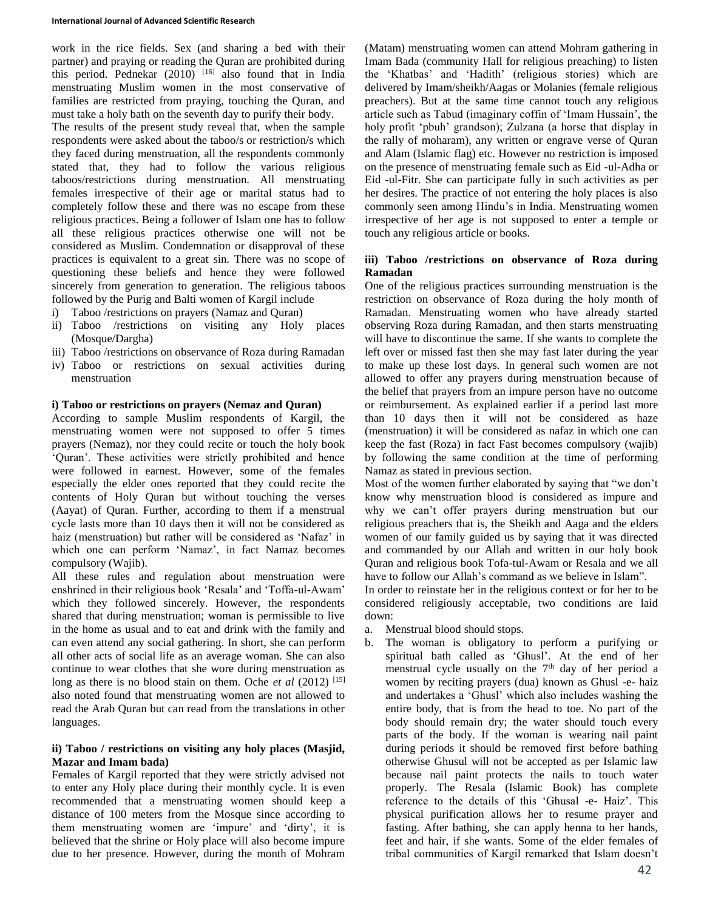work in the rice fields. Sex (and sharing a bed with their partner) and praying or reading the Quran are prohibited during this period. Pednekar (2010) [16] also found that in India menstruating Muslim women in the most conservative of families are restricted from praying, touching the Quran, and must take a holy bath on the seventh day to purify their body.

The results of the present study reveal that, when the sample respondents were asked about the taboo/s or restriction/s which they faced during menstruation, all the respondents commonly stated that, they had to follow the various religious taboos/restrictions during menstruation. All menstruating females irrespective of their age or marital status had to completely follow these and there was no escape from these religious practices. Being a follower of Islam one has to follow all these religious practices otherwise one will not be considered as Muslim. Condemnation or disapproval of these practices is equivalent to a great sin. There was no scope of questioning these beliefs and hence they were followed sincerely from generation to generation. The religious taboos followed by the Purig and Balti women of Kargil include

i) Taboo /restrictions on prayers (Namaz and Quran)
ii) Taboo /restrictions on visiting any Holy places (Mosque/Dargha)
iii) Taboo /restrictions on observance of Roza during Ramadan
iv) Taboo or restrictions on sexual activities during menstruation

**i) Taboo or restrictions on prayers (Nemaz and Quran)**

According to sample Muslim respondents of Kargil, the menstruating women were not supposed to offer 5 times prayers (Nemaz), nor they could recite or touch the holy book 'Quran'. These activities were strictly prohibited and hence were followed in earnest. However, some of the females especially the elder ones reported that they could recite the contents of Holy Quran but without touching the verses (Aayat) of Quran. Further, according to them if a menstrual cycle lasts more than 10 days then it will not be considered as haiz (menstruation) but rather will be considered as 'Nafaz' in which one can perform 'Namaz', in fact Namaz becomes compulsory (Wajib).

All these rules and regulation about menstruation were enshrined in their religious book 'Resala' and 'Toffa-ul-Awam' which they followed sincerely. However, the respondents shared that during menstruation; woman is permissible to live in the home as usual and to eat and drink with the family and can even attend any social gathering. In short, she can perform all other acts of social life as an average woman. She can also continue to wear clothes that she wore during menstruation as long as there is no blood stain on them. Oche *et al* (2012) [15] also noted found that menstruating women are not allowed to read the Arab Quran but can read from the translations in other languages.

**ii) Taboo / restrictions on visiting any holy places (Masjid, Mazar and Imam bada)**

Females of Kargil reported that they were strictly advised not to enter any Holy place during their monthly cycle. It is even recommended that a menstruating women should keep a distance of 100 meters from the Mosque since according to them menstruating women are 'impure' and 'dirty', it is believed that the shrine or Holy place will also become impure due to her presence. However, during the month of Mohram (Matam) menstruating women can attend Mohram gathering in Imam Bada (community Hall for religious preaching) to listen the 'Khatbas' and 'Hadith' (religious stories) which are delivered by Imam/sheikh/Aagas or Molanies (female religious preachers). But at the same time cannot touch any religious article such as Tabud (imaginary coffin of 'Imam Hussain', the holy profit 'pbuh' grandson); Zulzana (a horse that display in the rally of moharam), any written or engrave verse of Quran and Alam (Islamic flag) etc. However no restriction is imposed on the presence of menstruating female such as Eid -ul-Adha or Eid -ul-Fitr. She can participate fully in such activities as per her desires. The practice of not entering the holy places is also commonly seen among Hindu's in India. Menstruating women irrespective of her age is not supposed to enter a temple or touch any religious article or books.

**iii) Taboo /restrictions on observance of Roza during Ramadan**

One of the religious practices surrounding menstruation is the restriction on observance of Roza during the holy month of Ramadan. Menstruating women who have already started observing Roza during Ramadan, and then starts menstruating will have to discontinue the same. If she wants to complete the left over or missed fast then she may fast later during the year to make up these lost days. In general such women are not allowed to offer any prayers during menstruation because of the belief that prayers from an impure person have no outcome or reimbursement. As explained earlier if a period last more than 10 days then it will not be considered as haze (menstruation) it will be considered as nafaz in which one can keep the fast (Roza) in fact Fast becomes compulsory (wajib) by following the same condition at the time of performing Namaz as stated in previous section.

Most of the women further elaborated by saying that "we don't know why menstruation blood is considered as impure and why we can't offer prayers during menstruation but our religious preachers that is, the Sheikh and Aaga and the elders women of our family guided us by saying that it was directed and commanded by our Allah and written in our holy book Quran and religious book Tofa-tul-Awam or Resala and we all have to follow our Allah's command as we believe in Islam".

In order to reinstate her in the religious context or for her to be considered religiously acceptable, two conditions are laid down:

a. Menstrual blood should stops.
b. The woman is obligatory to perform a purifying or spiritual bath called as 'Ghusl'. At the end of her menstrual cycle usually on the 7th day of her period a women by reciting prayers (dua) known as Ghusl -e- haiz and undertakes a 'Ghusl' which also includes washing the entire body, that is from the head to toe. No part of the body should remain dry; the water should touch every parts of the body. If the woman is wearing nail paint during periods it should be removed first before bathing otherwise Ghusul will not be accepted as per Islamic law because nail paint protects the nails to touch water properly. The Resala (Islamic Book) has complete reference to the details of this 'Ghusal -e- Haiz'. This physical purification allows her to resume prayer and fasting. After bathing, she can apply henna to her hands, feet and hair, if she wants. Some of the elder females of tribal communities of Kargil remarked that Islam doesn't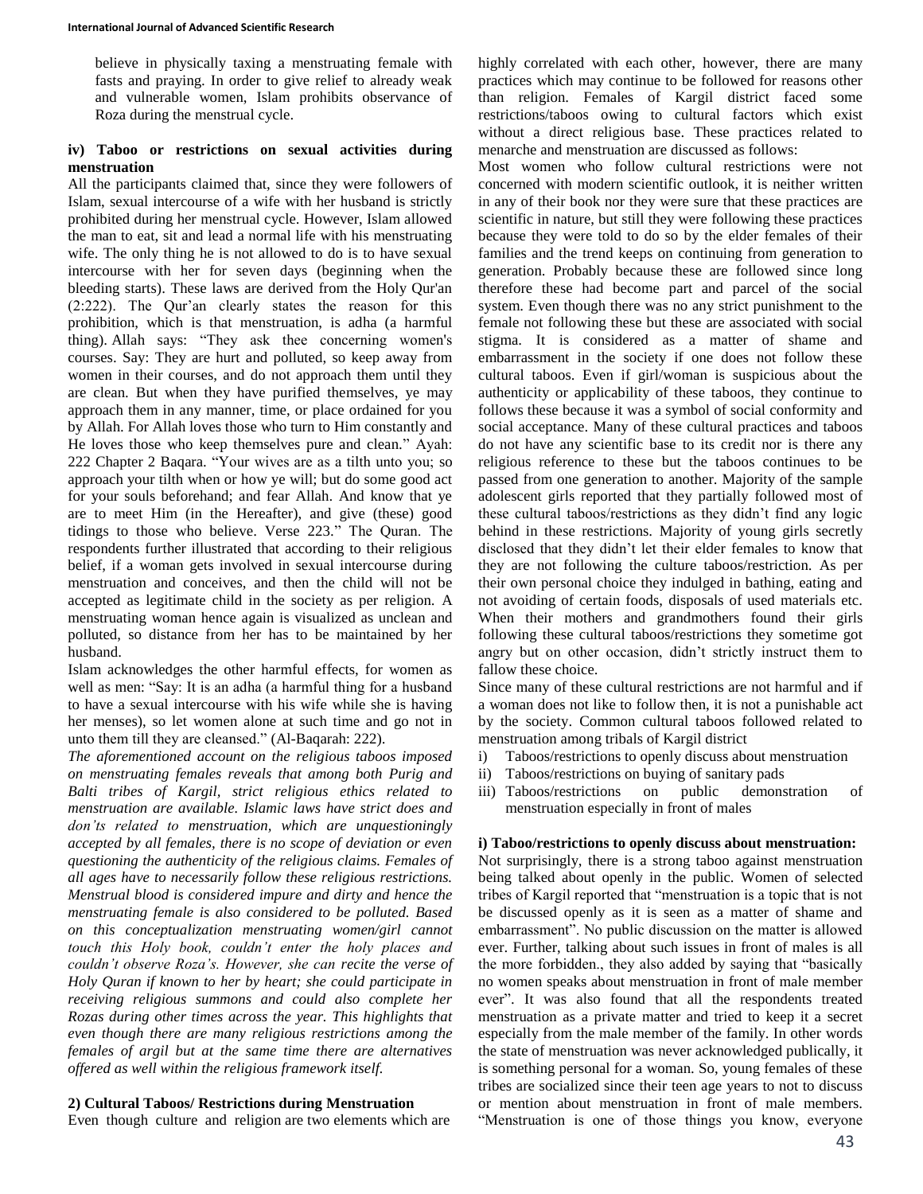believe in physically taxing a menstruating female with fasts and praying. In order to give relief to already weak and vulnerable women, Islam prohibits observance of Roza during the menstrual cycle.

#### iv) Taboo or restrictions on sexual activities during menstruation

All the participants claimed that, since they were followers of Islam, sexual intercourse of a wife with her husband is strictly prohibited during her menstrual cycle. However, Islam allowed the man to eat, sit and lead a normal life with his menstruating wife. The only thing he is not allowed to do is to have sexual intercourse with her for seven days (beginning when the bleeding starts). These laws are derived from the Holy Qur'an (2:222). The Qur'an clearly states the reason for this prohibition, which is that menstruation, is adha (a harmful thing). Allah says: "They ask thee concerning women's courses. Say: They are hurt and polluted, so keep away from women in their courses, and do not approach them until they are clean. But when they have purified themselves, ye may approach them in any manner, time, or place ordained for you by Allah. For Allah loves those who turn to Him constantly and He loves those who keep themselves pure and clean." Ayah: 222 Chapter 2 Baqara. "Your wives are as a tilth unto you; so approach your tilth when or how ye will; but do some good act for your souls beforehand; and fear Allah. And know that ye are to meet Him (in the Hereafter), and give (these) good tidings to those who believe. Verse 223." The Quran. The respondents further illustrated that according to their religious belief, if a woman gets involved in sexual intercourse during menstruation and conceives, and then the child will not be accepted as legitimate child in the society as per religion. A menstruating woman hence again is visualized as unclean and polluted, so distance from her has to be maintained by her husband.

Islam acknowledges the other harmful effects, for women as well as men: "Say: It is an adha (a harmful thing for a husband to have a sexual intercourse with his wife while she is having her menses), so let women alone at such time and go not in unto them till they are cleansed." (Al-Baqarah: 222).

*The aforementioned account on the religious taboos imposed on menstruating females reveals that among both Purig and Balti tribes of Kargil, strict religious ethics related to menstruation are available. Islamic laws have strict does and don't's related to menstruation, which are unquestioningly accepted by all females, there is no scope of deviation or even questioning the authenticity of the religious claims. Females of all ages have to necessarily follow these religious restrictions. Menstrual blood is considered impure and dirty and hence the menstruating female is also considered to be polluted. Based on this conceptualization menstruating women/girl cannot touch this Holy book, couldn't enter the holy places and couldn't observe Roza's. However, she can recite the verse of Holy Quran if known to her by heart; she could participate in receiving religious summons and could also complete her Rozas during other times across the year. This highlights that even though there are many religious restrictions among the females of argil but at the same time there are alternatives offered as well within the religious framework itself.*

### 2) Cultural Taboos/ Restrictions during Menstruation

Even though culture and religion are two elements which are highly correlated with each other, however, there are many practices which may continue to be followed for reasons other than religion. Females of Kargil district faced some restrictions/taboos owing to cultural factors which exist without a direct religious base. These practices related to menarche and menstruation are discussed as follows:

Most women who follow cultural restrictions were not concerned with modern scientific outlook, it is neither written in any of their book nor they were sure that these practices are scientific in nature, but still they were following these practices because they were told to do so by the elder females of their families and the trend keeps on continuing from generation to generation. Probably because these are followed since long therefore these had become part and parcel of the social system. Even though there was no any strict punishment to the female not following these but these are associated with social stigma. It is considered as a matter of shame and embarrassment in the society if one does not follow these cultural taboos. Even if girl/woman is suspicious about the authenticity or applicability of these taboos, they continue to follows these because it was a symbol of social conformity and social acceptance. Many of these cultural practices and taboos do not have any scientific base to its credit nor is there any religious reference to these but the taboos continues to be passed from one generation to another. Majority of the sample adolescent girls reported that they partially followed most of these cultural taboos/restrictions as they didn't find any logic behind in these restrictions. Majority of young girls secretly disclosed that they didn't let their elder females to know that they are not following the culture taboos/restriction. As per their own personal choice they indulged in bathing, eating and not avoiding of certain foods, disposals of used materials etc. When their mothers and grandmothers found their girls following these cultural taboos/restrictions they sometime got angry but on other occasion, didn't strictly instruct them to fallow these choice.

Since many of these cultural restrictions are not harmful and if a woman does not like to follow then, it is not a punishable act by the society. Common cultural taboos followed related to menstruation among tribals of Kargil district

i) Taboos/restrictions to openly discuss about menstruation
ii) Taboos/restrictions on buying of sanitary pads
iii) Taboos/restrictions on public demonstration of menstruation especially in front of males

#### i) Taboo/restrictions to openly discuss about menstruation:

Not surprisingly, there is a strong taboo against menstruation being talked about openly in the public. Women of selected tribes of Kargil reported that "menstruation is a topic that is not be discussed openly as it is seen as a matter of shame and embarrassment". No public discussion on the matter is allowed ever. Further, talking about such issues in front of males is all the more forbidden., they also added by saying that "basically no women speaks about menstruation in front of male member ever". It was also found that all the respondents treated menstruation as a private matter and tried to keep it a secret especially from the male member of the family. In other words the state of menstruation was never acknowledged publically, it is something personal for a woman. So, young females of these tribes are socialized since their teen age years to not to discuss or mention about menstruation in front of male members. "Menstruation is one of those things you know, everyone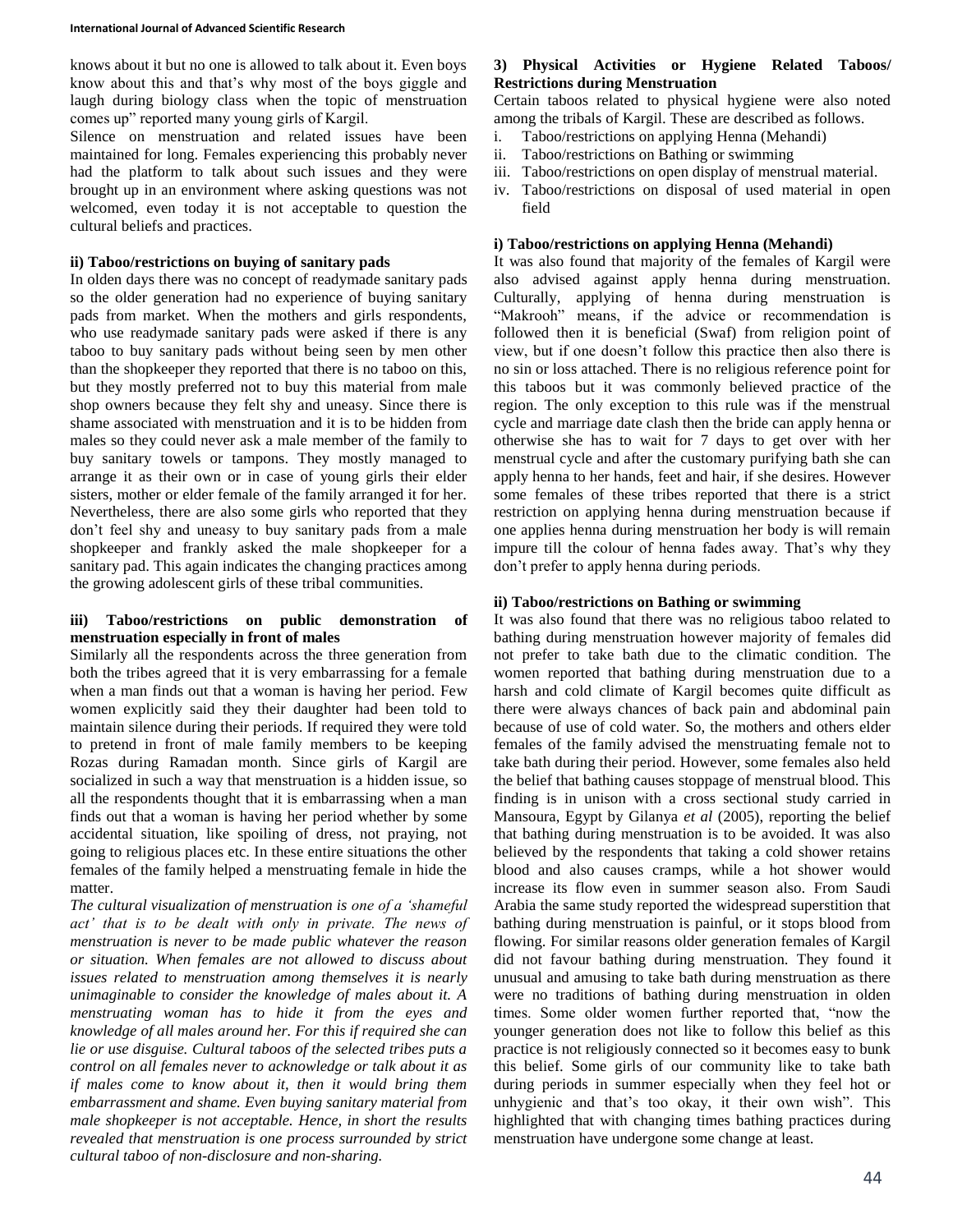knows about it but no one is allowed to talk about it. Even boys know about this and that's why most of the boys giggle and laugh during biology class when the topic of menstruation comes up" reported many young girls of Kargil.

Silence on menstruation and related issues have been maintained for long. Females experiencing this probably never had the platform to talk about such issues and they were brought up in an environment where asking questions was not welcomed, even today it is not acceptable to question the cultural beliefs and practices.

#### ii) Taboo/restrictions on buying of sanitary pads

In olden days there was no concept of readymade sanitary pads so the older generation had no experience of buying sanitary pads from market. When the mothers and girls respondents, who use readymade sanitary pads were asked if there is any taboo to buy sanitary pads without being seen by men other than the shopkeeper they reported that there is no taboo on this, but they mostly preferred not to buy this material from male shop owners because they felt shy and uneasy. Since there is shame associated with menstruation and it is to be hidden from males so they could never ask a male member of the family to buy sanitary towels or tampons. They mostly managed to arrange it as their own or in case of young girls their elder sisters, mother or elder female of the family arranged it for her. Nevertheless, there are also some girls who reported that they don't feel shy and uneasy to buy sanitary pads from a male shopkeeper and frankly asked the male shopkeeper for a sanitary pad. This again indicates the changing practices among the growing adolescent girls of these tribal communities.

#### iii) Taboo/restrictions on public demonstration of menstruation especially in front of males

Similarly all the respondents across the three generation from both the tribes agreed that it is very embarrassing for a female when a man finds out that a woman is having her period. Few women explicitly said they their daughter had been told to maintain silence during their periods. If required they were told to pretend in front of male family members to be keeping Rozas during Ramadan month. Since girls of Kargil are socialized in such a way that menstruation is a hidden issue, so all the respondents thought that it is embarrassing when a man finds out that a woman is having her period whether by some accidental situation, like spoiling of dress, not praying, not going to religious places etc. In these entire situations the other females of the family helped a menstruating female in hide the matter.

*The cultural visualization of menstruation is one of a 'shameful act' that is to be dealt with only in private. The news of menstruation is never to be made public whatever the reason or situation. When females are not allowed to discuss about issues related to menstruation among themselves it is nearly unimaginable to consider the knowledge of males about it. A menstruating woman has to hide it from the eyes and knowledge of all males around her. For this if required she can lie or use disguise. Cultural taboos of the selected tribes puts a control on all females never to acknowledge or talk about it as if males come to know about it, then it would bring them embarrassment and shame. Even buying sanitary material from male shopkeeper is not acceptable. Hence, in short the results revealed that menstruation is one process surrounded by strict cultural taboo of non-disclosure and non-sharing.*

### 3) Physical Activities or Hygiene Related Taboos/ Restrictions during Menstruation

Certain taboos related to physical hygiene were also noted among the tribals of Kargil. These are described as follows.

i. Taboo/restrictions on applying Henna (Mehandi)
ii. Taboo/restrictions on Bathing or swimming
iii. Taboo/restrictions on open display of menstrual material.
iv. Taboo/restrictions on disposal of used material in open field

#### i) Taboo/restrictions on applying Henna (Mehandi)

It was also found that majority of the females of Kargil were also advised against apply henna during menstruation. Culturally, applying of henna during menstruation is "Makrooh" means, if the advice or recommendation is followed then it is beneficial (Swaf) from religion point of view, but if one doesn't follow this practice then also there is no sin or loss attached. There is no religious reference point for this taboos but it was commonly believed practice of the region. The only exception to this rule was if the menstrual cycle and marriage date clash then the bride can apply henna or otherwise she has to wait for 7 days to get over with her menstrual cycle and after the customary purifying bath she can apply henna to her hands, feet and hair, if she desires. However some females of these tribes reported that there is a strict restriction on applying henna during menstruation because if one applies henna during menstruation her body is will remain impure till the colour of henna fades away. That's why they don't prefer to apply henna during periods.

#### ii) Taboo/restrictions on Bathing or swimming

It was also found that there was no religious taboo related to bathing during menstruation however majority of females did not prefer to take bath due to the climatic condition. The women reported that bathing during menstruation due to a harsh and cold climate of Kargil becomes quite difficult as there were always chances of back pain and abdominal pain because of use of cold water. So, the mothers and others elder females of the family advised the menstruating female not to take bath during their period. However, some females also held the belief that bathing causes stoppage of menstrual blood. This finding is in unison with a cross sectional study carried in Mansoura, Egypt by Gilanya *et al* (2005), reporting the belief that bathing during menstruation is to be avoided. It was also believed by the respondents that taking a cold shower retains blood and also causes cramps, while a hot shower would increase its flow even in summer season also. From Saudi Arabia the same study reported the widespread superstition that bathing during menstruation is painful, or it stops blood from flowing. For similar reasons older generation females of Kargil did not favour bathing during menstruation. They found it unusual and amusing to take bath during menstruation as there were no traditions of bathing during menstruation in olden times. Some older women further reported that, "now the younger generation does not like to follow this belief as this practice is not religiously connected so it becomes easy to bunk this belief. Some girls of our community like to take bath during periods in summer especially when they feel hot or unhygienic and that's too okay, it their own wish". This highlighted that with changing times bathing practices during menstruation have undergone some change at least.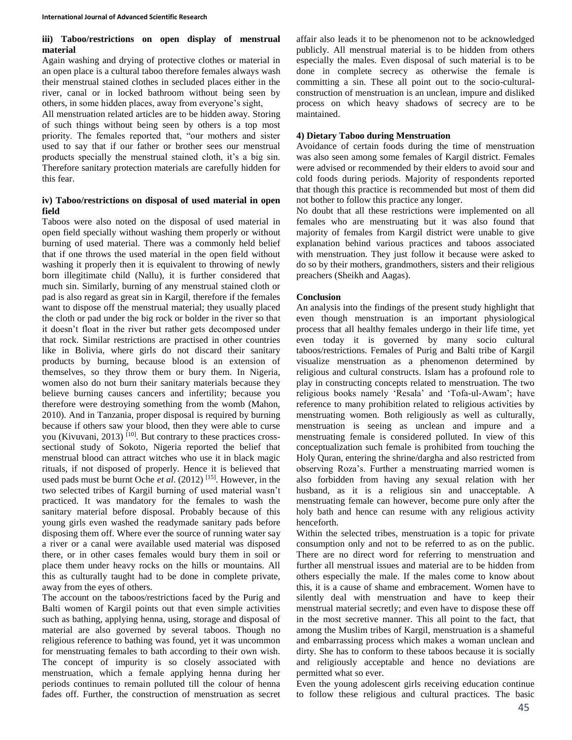### iii) Taboo/restrictions on open display of menstrual material

Again washing and drying of protective clothes or material in an open place is a cultural taboo therefore females always wash their menstrual stained clothes in secluded places either in the river, canal or in locked bathroom without being seen by others, in some hidden places, away from everyone's sight,

All menstruation related articles are to be hidden away. Storing of such things without being seen by others is a top most priority. The females reported that, "our mothers and sister used to say that if our father or brother sees our menstrual products specially the menstrual stained cloth, it's a big sin. Therefore sanitary protection materials are carefully hidden for this fear.

### iv) Taboo/restrictions on disposal of used material in open field

Taboos were also noted on the disposal of used material in open field specially without washing them properly or without burning of used material. There was a commonly held belief that if one throws the used material in the open field without washing it properly then it is equivalent to throwing of newly born illegitimate child (Nallu), it is further considered that much sin. Similarly, burning of any menstrual stained cloth or pad is also regard as great sin in Kargil, therefore if the females want to dispose off the menstrual material; they usually placed the cloth or pad under the big rock or bolder in the river so that it doesn't float in the river but rather gets decomposed under that rock. Similar restrictions are practised in other countries like in Bolivia, where girls do not discard their sanitary products by burning, because blood is an extension of themselves, so they throw them or bury them. In Nigeria, women also do not burn their sanitary materials because they believe burning causes cancers and infertility; because you therefore were destroying something from the womb (Mahon, 2010). And in Tanzania, proper disposal is required by burning because if others saw your blood, then they were able to curse you (Kivuvani, 2013) [10]. But contrary to these practices cross-sectional study of Sokoto, Nigeria reported the belief that menstrual blood can attract witches who use it in black magic rituals, if not disposed of properly. Hence it is believed that used pads must be burnt Oche *et al*. (2012) [15]. However, in the two selected tribes of Kargil burning of used material wasn't practiced. It was mandatory for the females to wash the sanitary material before disposal. Probably because of this young girls even washed the readymade sanitary pads before disposing them off. Where ever the source of running water say a river or a canal were available used material was disposed there, or in other cases females would bury them in soil or place them under heavy rocks on the hills or mountains. All this as culturally taught had to be done in complete private, away from the eyes of others.

The account on the taboos/restrictions faced by the Purig and Balti women of Kargil points out that even simple activities such as bathing, applying henna, using, storage and disposal of material are also governed by several taboos. Though no religious reference to bathing was found, yet it was uncommon for menstruating females to bath according to their own wish. The concept of impurity is so closely associated with menstruation, which a female applying henna during her periods continues to remain polluted till the colour of henna fades off. Further, the construction of menstruation as secret affair also leads it to be phenomenon not to be acknowledged publicly. All menstrual material is to be hidden from others especially the males. Even disposal of such material is to be done in complete secrecy as otherwise the female is committing a sin. These all point out to the socio-cultural-construction of menstruation is an unclean, impure and disliked process on which heavy shadows of secrecy are to be maintained.

### 4) Dietary Taboo during Menstruation

Avoidance of certain foods during the time of menstruation was also seen among some females of Kargil district. Females were advised or recommended by their elders to avoid sour and cold foods during periods. Majority of respondents reported that though this practice is recommended but most of them did not bother to follow this practice any longer.

No doubt that all these restrictions were implemented on all females who are menstruating but it was also found that majority of females from Kargil district were unable to give explanation behind various practices and taboos associated with menstruation. They just follow it because were asked to do so by their mothers, grandmothers, sisters and their religious preachers (Sheikh and Aagas).

## Conclusion

An analysis into the findings of the present study highlight that even though menstruation is an important physiological process that all healthy females undergo in their life time, yet even today it is governed by many socio cultural taboos/restrictions. Females of Purig and Balti tribe of Kargil visualize menstruation as a phenomenon determined by religious and cultural constructs. Islam has a profound role to play in constructing concepts related to menstruation. The two religious books namely 'Resala' and 'Tofa-ul-Awam'; have reference to many prohibition related to religious activities by menstruating women. Both religiously as well as culturally, menstruation is seeing as unclean and impure and a menstruating female is considered polluted. In view of this conceptualization such female is prohibited from touching the Holy Quran, entering the shrine/dargha and also restricted from observing Roza's. Further a menstruating married women is also forbidden from having any sexual relation with her husband, as it is a religious sin and unacceptable. A menstruating female can however, become pure only after the holy bath and hence can resume with any religious activity henceforth.

Within the selected tribes, menstruation is a topic for private consumption only and not to be referred to as on the public. There are no direct word for referring to menstruation and further all menstrual issues and material are to be hidden from others especially the male. If the males come to know about this, it is a cause of shame and embracement. Women have to silently deal with menstruation and have to keep their menstrual material secretly; and even have to dispose these off in the most secretive manner. This all point to the fact, that among the Muslim tribes of Kargil, menstruation is a shameful and embarrassing process which makes a woman unclean and dirty. She has to conform to these taboos because it is socially and religiously acceptable and hence no deviations are permitted what so ever.

Even the young adolescent girls receiving education continue to follow these religious and cultural practices. The basic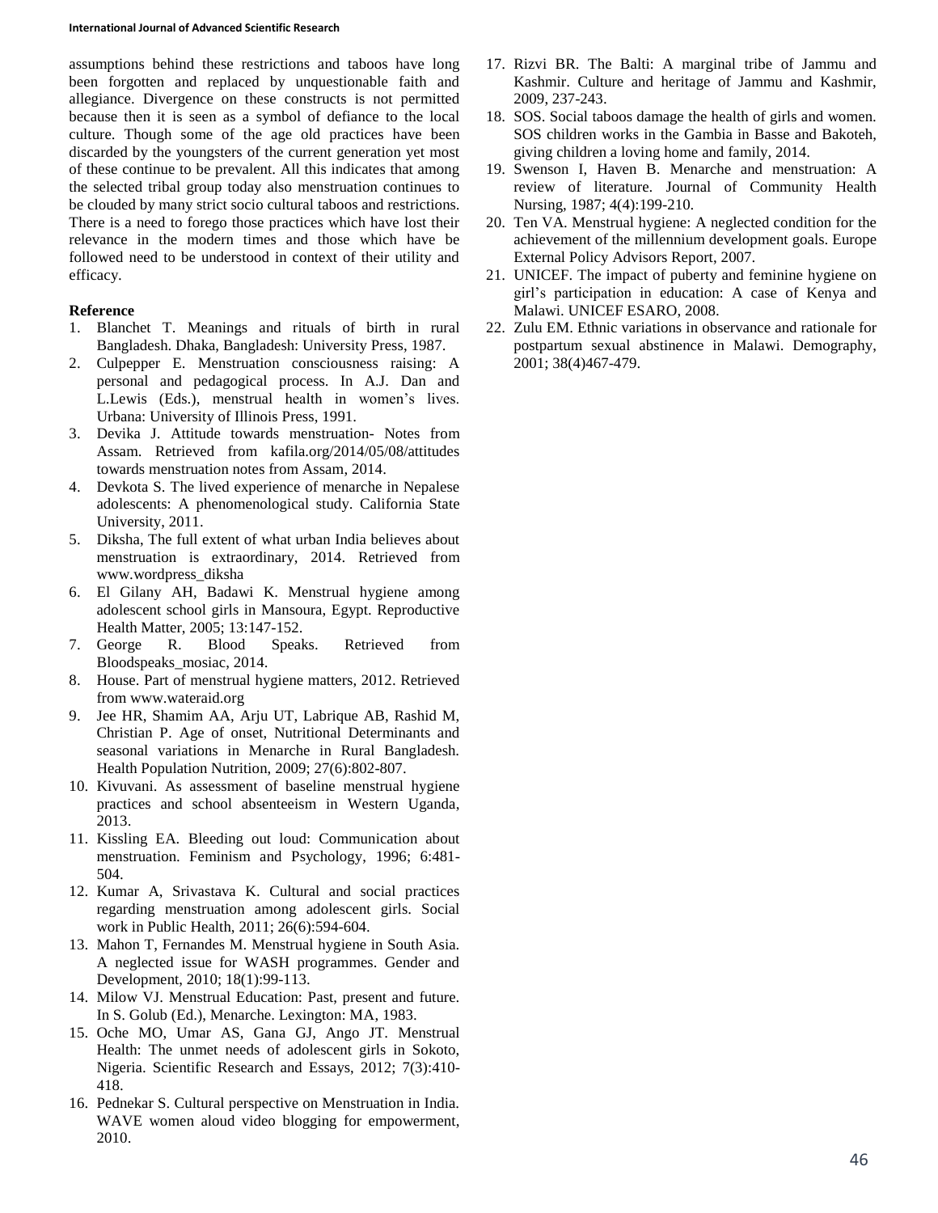assumptions behind these restrictions and taboos have long been forgotten and replaced by unquestionable faith and allegiance. Divergence on these constructs is not permitted because then it is seen as a symbol of defiance to the local culture. Though some of the age old practices have been discarded by the youngsters of the current generation yet most of these continue to be prevalent. All this indicates that among the selected tribal group today also menstruation continues to be clouded by many strict socio cultural taboos and restrictions. There is a need to forego those practices which have lost their relevance in the modern times and those which have be followed need to be understood in context of their utility and efficacy.

**Reference**

1. Blanchet T. Meanings and rituals of birth in rural Bangladesh. Dhaka, Bangladesh: University Press, 1987.
2. Culpepper E. Menstruation consciousness raising: A personal and pedagogical process. In A.J. Dan and L.Lewis (Eds.), menstrual health in women's lives. Urbana: University of Illinois Press, 1991.
3. Devika J. Attitude towards menstruation- Notes from Assam. Retrieved from kafila.org/2014/05/08/attitudes towards menstruation notes from Assam, 2014.
4. Devkota S. The lived experience of menarche in Nepalese adolescents: A phenomenological study. California State University, 2011.
5. Diksha, The full extent of what urban India believes about menstruation is extraordinary, 2014. Retrieved from www.wordpress_diksha
6. El Gilany AH, Badawi K. Menstrual hygiene among adolescent school girls in Mansoura, Egypt. Reproductive Health Matter, 2005; 13:147-152.
7. George R. Blood Speaks. Retrieved from Bloodspeaks_mosiac, 2014.
8. House. Part of menstrual hygiene matters, 2012. Retrieved from www.wateraid.org
9. Jee HR, Shamim AA, Arju UT, Labrique AB, Rashid M, Christian P. Age of onset, Nutritional Determinants and seasonal variations in Menarche in Rural Bangladesh. Health Population Nutrition, 2009; 27(6):802-807.
10. Kivuvani. As assessment of baseline menstrual hygiene practices and school absenteeism in Western Uganda, 2013.
11. Kissling EA. Bleeding out loud: Communication about menstruation. Feminism and Psychology, 1996; 6:481-504.
12. Kumar A, Srivastava K. Cultural and social practices regarding menstruation among adolescent girls. Social work in Public Health, 2011; 26(6):594-604.
13. Mahon T, Fernandes M. Menstrual hygiene in South Asia. A neglected issue for WASH programmes. Gender and Development, 2010; 18(1):99-113.
14. Milow VJ. Menstrual Education: Past, present and future. In S. Golub (Ed.), Menarche. Lexington: MA, 1983.
15. Oche MO, Umar AS, Gana GJ, Ango JT. Menstrual Health: The unmet needs of adolescent girls in Sokoto, Nigeria. Scientific Research and Essays, 2012; 7(3):410-418.
16. Pednekar S. Cultural perspective on Menstruation in India. WAVE women aloud video blogging for empowerment, 2010.
17. Rizvi BR. The Balti: A marginal tribe of Jammu and Kashmir. Culture and heritage of Jammu and Kashmir, 2009, 237-243.
18. SOS. Social taboos damage the health of girls and women. SOS children works in the Gambia in Basse and Bakoteh, giving children a loving home and family, 2014.
19. Swenson I, Haven B. Menarche and menstruation: A review of literature. Journal of Community Health Nursing, 1987; 4(4):199-210.
20. Ten VA. Menstrual hygiene: A neglected condition for the achievement of the millennium development goals. Europe External Policy Advisors Report, 2007.
21. UNICEF. The impact of puberty and feminine hygiene on girl's participation in education: A case of Kenya and Malawi. UNICEF ESARO, 2008.
22. Zulu EM. Ethnic variations in observance and rationale for postpartum sexual abstinence in Malawi. Demography, 2001; 38(4)467-479.